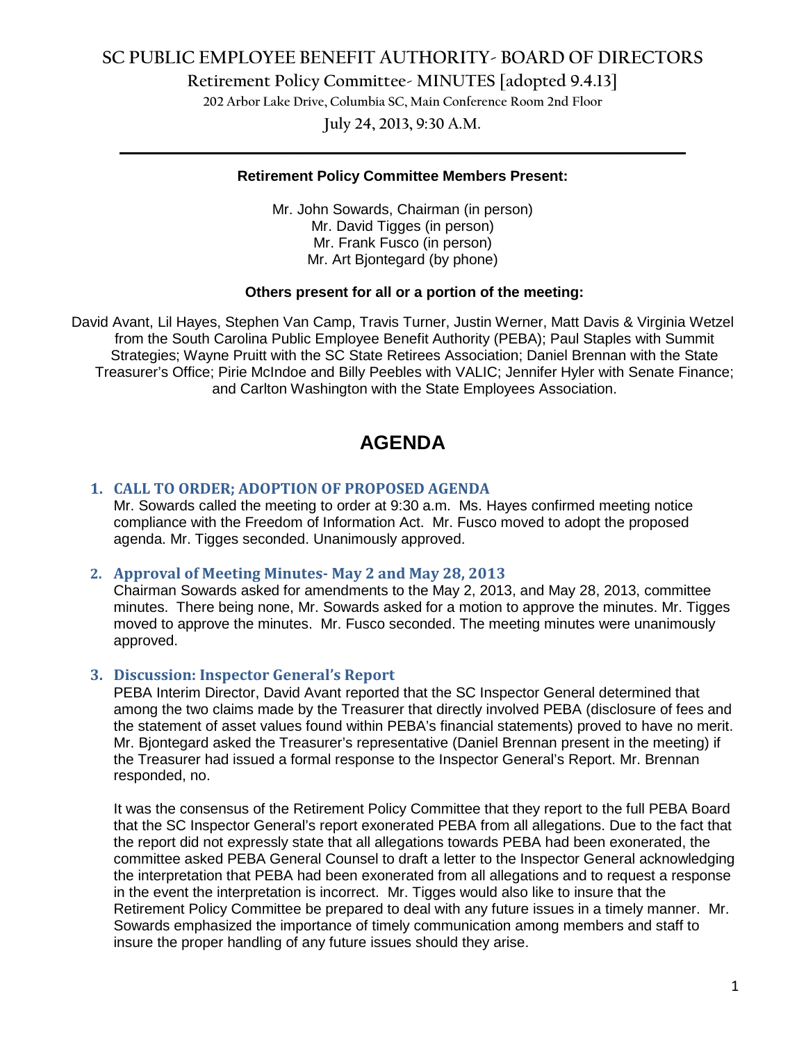# SC PUBLIC EMPLOYEE BENEFIT AUTHORITY- BOARD OF DIRECTORS

**Retirement Policy Committee- MINUTES [adopted 9.4.13]**

**202 Arbor Lake Drive, Columbia SC, Main Conference Room 2nd Floor**

**July 24, 2013, 9:30 A.M.**

---

**Retirement Policy Committee Members Present:**

Mr. John Sowards, Chairman (in person)
Mr. David Tigges (in person)
Mr. Frank Fusco (in person)
Mr. Art Bjontegard (by phone)

**Others present for all or a portion of the meeting:**

David Avant, Lil Hayes, Stephen Van Camp, Travis Turner, Justin Werner, Matt Davis & Virginia Wetzel from the South Carolina Public Employee Benefit Authority (PEBA); Paul Staples with Summit Strategies; Wayne Pruitt with the SC State Retirees Association; Daniel Brennan with the State Treasurer's Office; Pirie McIndoe and Billy Peebles with VALIC; Jennifer Hyler with Senate Finance; and Carlton Washington with the State Employees Association.

## AGENDA

### 1. CALL TO ORDER; ADOPTION OF PROPOSED AGENDA

Mr. Sowards called the meeting to order at 9:30 a.m. Ms. Hayes confirmed meeting notice compliance with the Freedom of Information Act. Mr. Fusco moved to adopt the proposed agenda. Mr. Tigges seconded. Unanimously approved.

### 2. Approval of Meeting Minutes- May 2 and May 28, 2013

Chairman Sowards asked for amendments to the May 2, 2013, and May 28, 2013, committee minutes. There being none, Mr. Sowards asked for a motion to approve the minutes. Mr. Tigges moved to approve the minutes. Mr. Fusco seconded. The meeting minutes were unanimously approved.

### 3. Discussion: Inspector General's Report

PEBA Interim Director, David Avant reported that the SC Inspector General determined that among the two claims made by the Treasurer that directly involved PEBA (disclosure of fees and the statement of asset values found within PEBA's financial statements) proved to have no merit. Mr. Bjontegard asked the Treasurer's representative (Daniel Brennan present in the meeting) if the Treasurer had issued a formal response to the Inspector General's Report. Mr. Brennan responded, no.

It was the consensus of the Retirement Policy Committee that they report to the full PEBA Board that the SC Inspector General's report exonerated PEBA from all allegations. Due to the fact that the report did not expressly state that all allegations towards PEBA had been exonerated, the committee asked PEBA General Counsel to draft a letter to the Inspector General acknowledging the interpretation that PEBA had been exonerated from all allegations and to request a response in the event the interpretation is incorrect. Mr. Tigges would also like to insure that the Retirement Policy Committee be prepared to deal with any future issues in a timely manner. Mr. Sowards emphasized the importance of timely communication among members and staff to insure the proper handling of any future issues should they arise.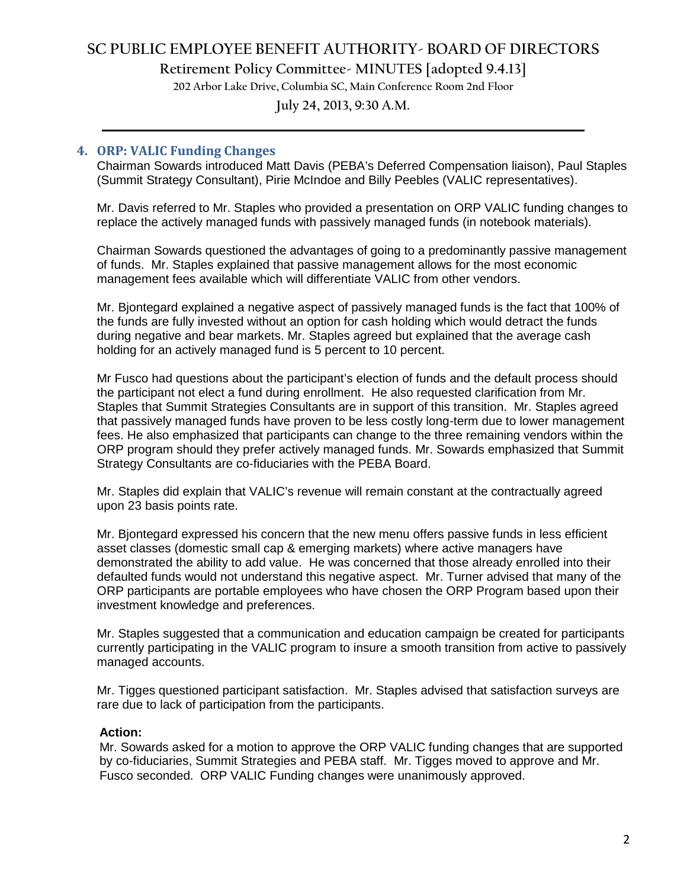## 4. ORP: VALIC Funding Changes

Chairman Sowards introduced Matt Davis (PEBA's Deferred Compensation liaison), Paul Staples (Summit Strategy Consultant), Pirie McIndoe and Billy Peebles (VALIC representatives).

Mr. Davis referred to Mr. Staples who provided a presentation on ORP VALIC funding changes to replace the actively managed funds with passively managed funds (in notebook materials).

Chairman Sowards questioned the advantages of going to a predominantly passive management of funds. Mr. Staples explained that passive management allows for the most economic management fees available which will differentiate VALIC from other vendors.

Mr. Bjontegard explained a negative aspect of passively managed funds is the fact that 100% of the funds are fully invested without an option for cash holding which would detract the funds during negative and bear markets. Mr. Staples agreed but explained that the average cash holding for an actively managed fund is 5 percent to 10 percent.

Mr Fusco had questions about the participant's election of funds and the default process should the participant not elect a fund during enrollment. He also requested clarification from Mr. Staples that Summit Strategies Consultants are in support of this transition. Mr. Staples agreed that passively managed funds have proven to be less costly long-term due to lower management fees. He also emphasized that participants can change to the three remaining vendors within the ORP program should they prefer actively managed funds. Mr. Sowards emphasized that Summit Strategy Consultants are co-fiduciaries with the PEBA Board.

Mr. Staples did explain that VALIC's revenue will remain constant at the contractually agreed upon 23 basis points rate.

Mr. Bjontegard expressed his concern that the new menu offers passive funds in less efficient asset classes (domestic small cap & emerging markets) where active managers have demonstrated the ability to add value. He was concerned that those already enrolled into their defaulted funds would not understand this negative aspect. Mr. Turner advised that many of the ORP participants are portable employees who have chosen the ORP Program based upon their investment knowledge and preferences.

Mr. Staples suggested that a communication and education campaign be created for participants currently participating in the VALIC program to insure a smooth transition from active to passively managed accounts.

Mr. Tigges questioned participant satisfaction. Mr. Staples advised that satisfaction surveys are rare due to lack of participation from the participants.

**Action:**

Mr. Sowards asked for a motion to approve the ORP VALIC funding changes that are supported by co-fiduciaries, Summit Strategies and PEBA staff. Mr. Tigges moved to approve and Mr. Fusco seconded. ORP VALIC Funding changes were unanimously approved.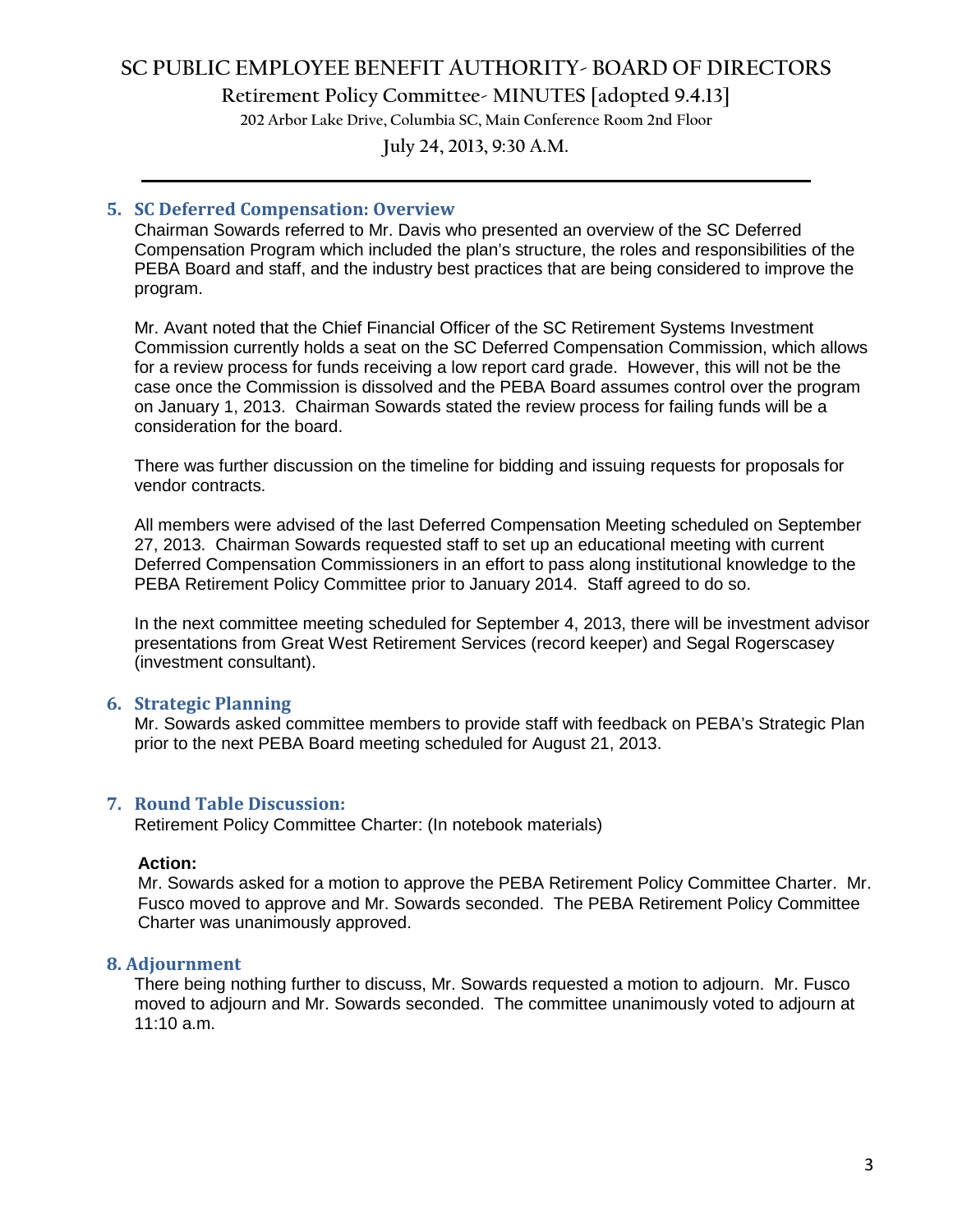# SC PUBLIC EMPLOYEE BENEFIT AUTHORITY- BOARD OF DIRECTORS

## Retirement Policy Committee- MINUTES [adopted 9.4.13]

202 Arbor Lake Drive, Columbia SC, Main Conference Room 2nd Floor

July 24, 2013, 9:30 A.M.

### 5. SC Deferred Compensation: Overview

Chairman Sowards referred to Mr. Davis who presented an overview of the SC Deferred Compensation Program which included the plan's structure, the roles and responsibilities of the PEBA Board and staff, and the industry best practices that are being considered to improve the program.

Mr. Avant noted that the Chief Financial Officer of the SC Retirement Systems Investment Commission currently holds a seat on the SC Deferred Compensation Commission, which allows for a review process for funds receiving a low report card grade. However, this will not be the case once the Commission is dissolved and the PEBA Board assumes control over the program on January 1, 2013. Chairman Sowards stated the review process for failing funds will be a consideration for the board.

There was further discussion on the timeline for bidding and issuing requests for proposals for vendor contracts.

All members were advised of the last Deferred Compensation Meeting scheduled on September 27, 2013. Chairman Sowards requested staff to set up an educational meeting with current Deferred Compensation Commissioners in an effort to pass along institutional knowledge to the PEBA Retirement Policy Committee prior to January 2014. Staff agreed to do so.

In the next committee meeting scheduled for September 4, 2013, there will be investment advisor presentations from Great West Retirement Services (record keeper) and Segal Rogerscasey (investment consultant).

### 6. Strategic Planning

Mr. Sowards asked committee members to provide staff with feedback on PEBA's Strategic Plan prior to the next PEBA Board meeting scheduled for August 21, 2013.

### 7. Round Table Discussion:

Retirement Policy Committee Charter: (In notebook materials)

**Action:**

Mr. Sowards asked for a motion to approve the PEBA Retirement Policy Committee Charter. Mr. Fusco moved to approve and Mr. Sowards seconded. The PEBA Retirement Policy Committee Charter was unanimously approved.

### 8. Adjournment

There being nothing further to discuss, Mr. Sowards requested a motion to adjourn. Mr. Fusco moved to adjourn and Mr. Sowards seconded. The committee unanimously voted to adjourn at 11:10 a.m.